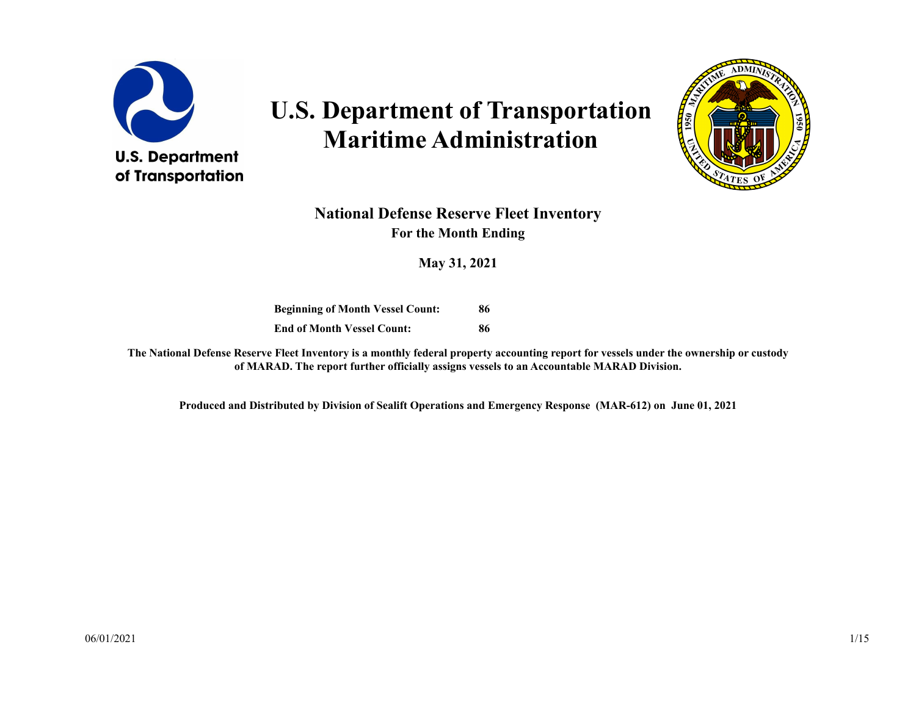U.S. Department of Transportation

# U.S. Department of Transportation
# Maritime Administration

## National Defense Reserve Fleet Inventory

### For the Month Ending

**May 31, 2021**

| | |
|---|---|
| **Beginning of Month Vessel Count:** | **86** |
| **End of Month Vessel Count:** | **86** |

**The National Defense Reserve Fleet Inventory is a monthly federal property accounting report for vessels under the ownership or custody of MARAD. The report further officially assigns vessels to an Accountable MARAD Division.**

**Produced and Distributed by Division of Sealift Operations and Emergency Response (MAR-612) on June 01, 2021**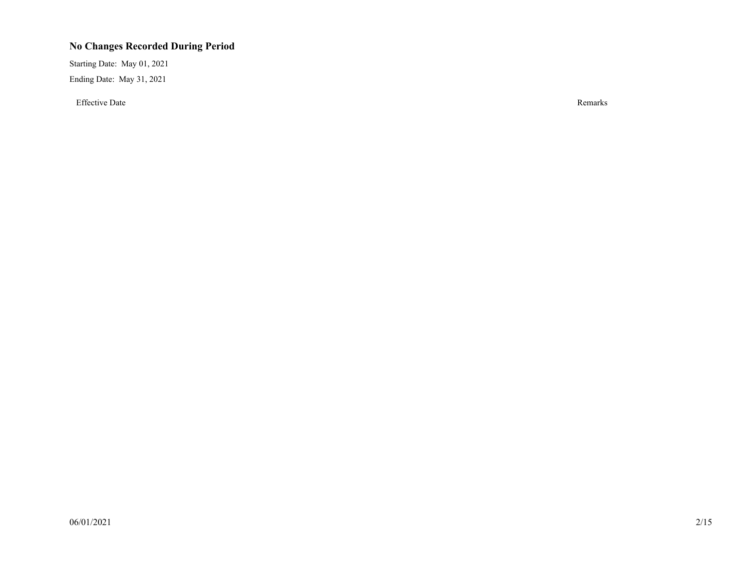## No Changes Recorded During Period

Starting Date: May 01, 2021

Ending Date: May 31, 2021

| Effective Date | Remarks |
| --- | --- |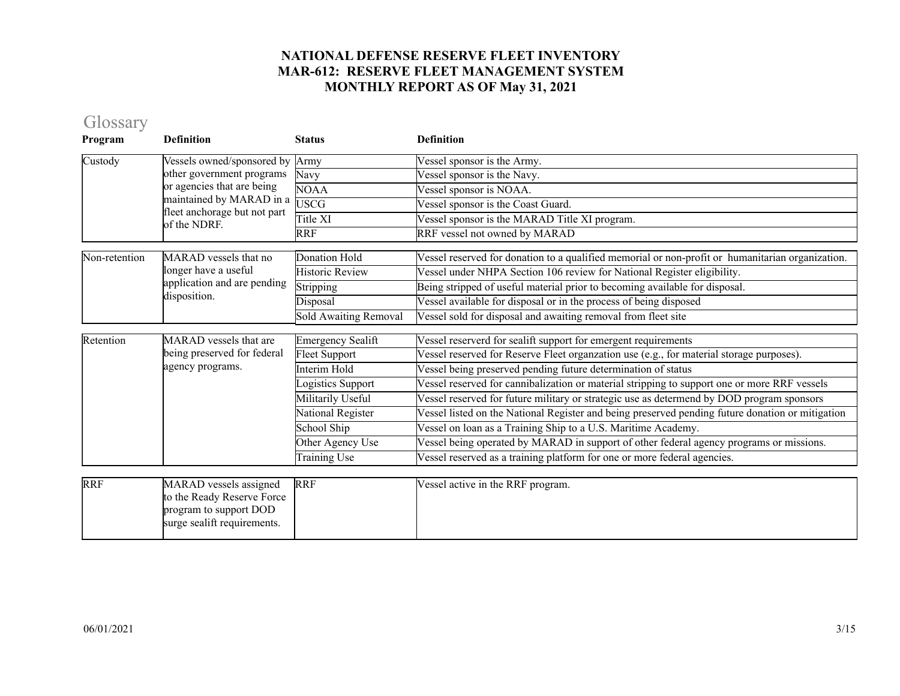# NATIONAL DEFENSE RESERVE FLEET INVENTORY
# MAR-612: RESERVE FLEET MANAGEMENT SYSTEM
# MONTHLY REPORT AS OF May 31, 2021

## Glossary

| Program | Definition | Status | Definition |
|---|---|---|---|
| Custody | Vessels owned/sponsored by other government programs or agencies that are being maintained by MARAD in a fleet anchorage but not part of the NDRF. | Army | Vessel sponsor is the Army. |
| | | Navy | Vessel sponsor is the Navy. |
| | | NOAA | Vessel sponsor is NOAA. |
| | | USCG | Vessel sponsor is the Coast Guard. |
| | | Title XI | Vessel sponsor is the MARAD Title XI program. |
| | | RRF | RRF vessel not owned by MARAD |
| Non-retention | MARAD vessels that no longer have a useful application and are pending disposition. | Donation Hold | Vessel reserved for donation to a qualified memorial or non-profit or humanitarian organization. |
| | | Historic Review | Vessel under NHPA Section 106 review for National Register eligibility. |
| | | Stripping | Being stripped of useful material prior to becoming available for disposal. |
| | | Disposal | Vessel available for disposal or in the process of being disposed |
| | | Sold Awaiting Removal | Vessel sold for disposal and awaiting removal from fleet site |
| Retention | MARAD vessels that are being preserved for federal agency programs. | Emergency Sealift | Vessel reserverd for sealift support for emergent requirements |
| | | Fleet Support | Vessel reserved for Reserve Fleet organzation use (e.g., for material storage purposes). |
| | | Interim Hold | Vessel being preserved pending future determination of status |
| | | Logistics Support | Vessel reserved for cannibalization or material stripping to support one or more RRF vessels |
| | | Militarily Useful | Vessel reserved for future military or strategic use as determend by DOD program sponsors |
| | | National Register | Vessel listed on the National Register and being preserved pending future donation or mitigation |
| | | School Ship | Vessel on loan as a Training Ship to a U.S. Maritime Academy. |
| | | Other Agency Use | Vessel being operated by MARAD in support of other federal agency programs or missions. |
| | | Training Use | Vessel reserved as a training platform for one or more federal agencies. |
| RRF | MARAD vessels assigned to the Ready Reserve Force program to support DOD surge sealift requirements. | RRF | Vessel active in the RRF program. |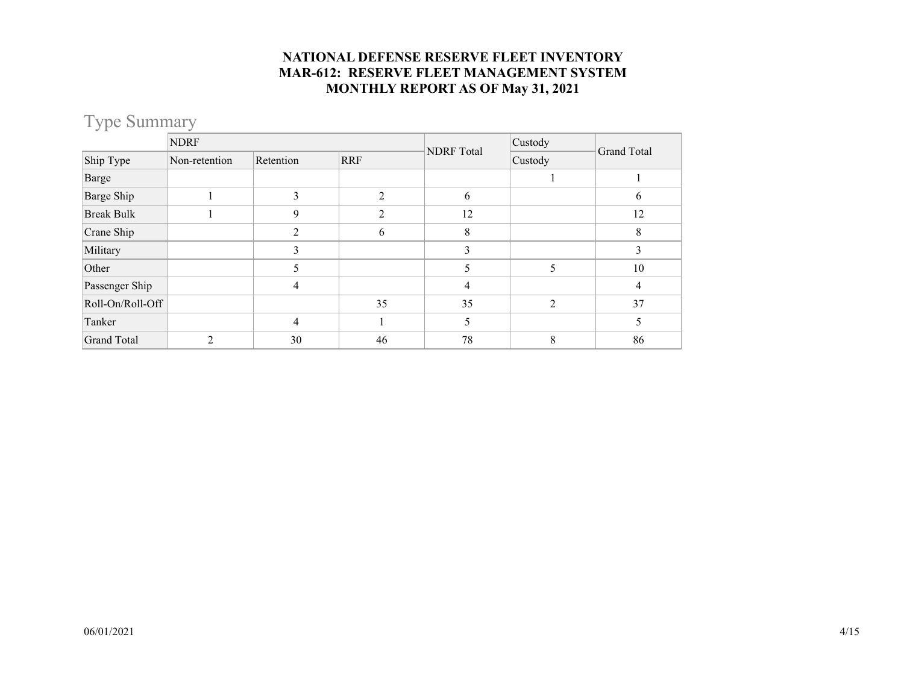**NATIONAL DEFENSE RESERVE FLEET INVENTORY**
**MAR-612: RESERVE FLEET MANAGEMENT SYSTEM**
**MONTHLY REPORT AS OF May 31, 2021**

## Type Summary

| | NDRF | | | NDRF Total | Custody | Grand Total |
|---|---|---|---|---|---|---|
| Ship Type | Non-retention | Retention | RRF | | Custody | |
| Barge | | | | | 1 | 1 |
| Barge Ship | 1 | 3 | 2 | 6 | | 6 |
| Break Bulk | 1 | 9 | 2 | 12 | | 12 |
| Crane Ship | | 2 | 6 | 8 | | 8 |
| Military | | 3 | | 3 | | 3 |
| Other | | 5 | | 5 | 5 | 10 |
| Passenger Ship | | 4 | | 4 | | 4 |
| Roll-On/Roll-Off | | | 35 | 35 | 2 | 37 |
| Tanker | | 4 | 1 | 5 | | 5 |
| Grand Total | 2 | 30 | 46 | 78 | 8 | 86 |

06/01/2021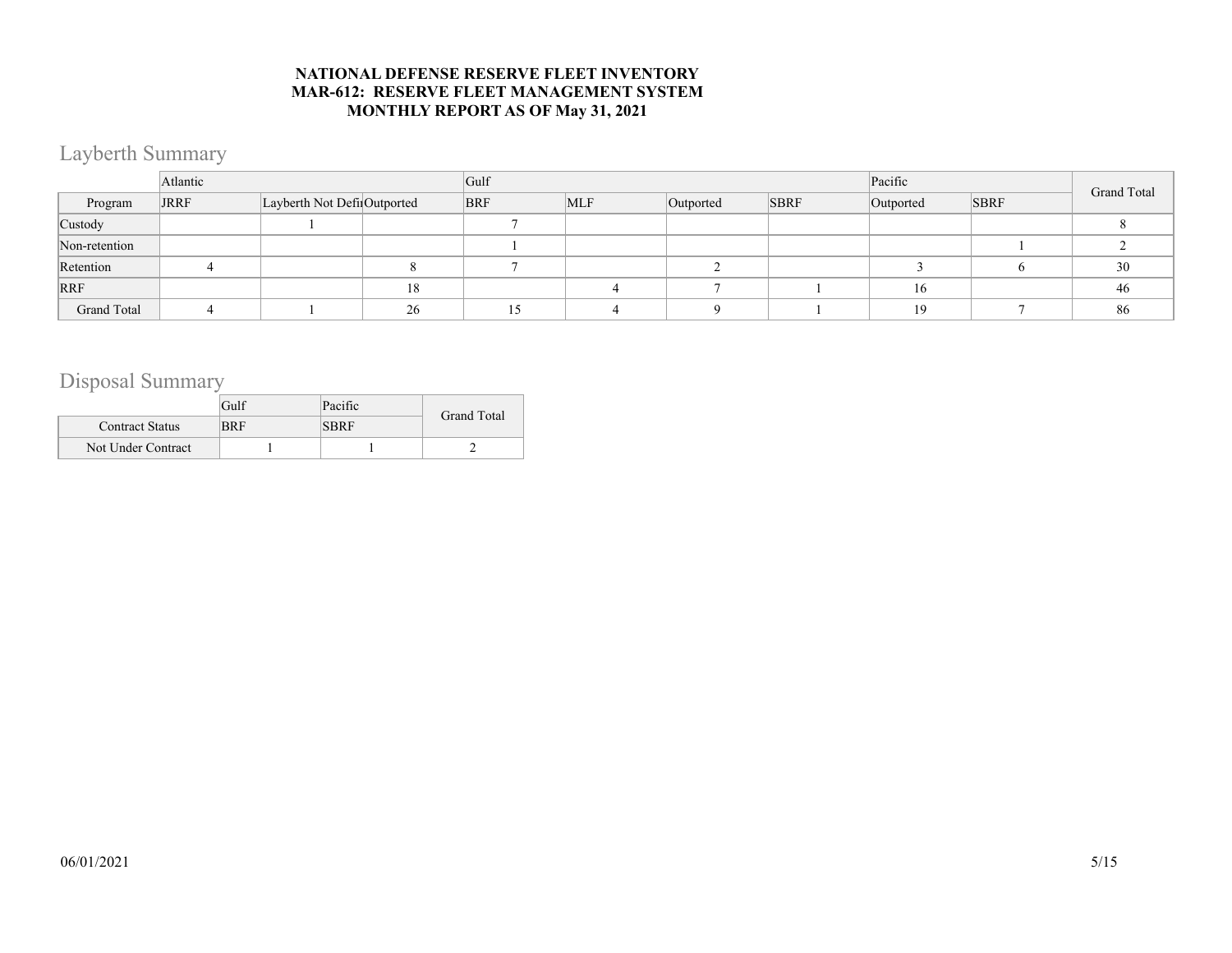**NATIONAL DEFENSE RESERVE FLEET INVENTORY**
**MAR-612: RESERVE FLEET MANAGEMENT SYSTEM**
**MONTHLY REPORT AS OF May 31, 2021**

## Layberth Summary

| | Atlantic | | | Gulf | | | | Pacific | | Grand Total |
|---|---|---|---|---|---|---|---|---|---|---|
| Program | JRRF | Layberth Not Defi | Outported | BRF | MLF | Outported | SBRF | Outported | SBRF | |
| Custody | | 1 | | 7 | | | | | | 8 |
| Non-retention | | | | 1 | | | | | 1 | 2 |
| Retention | 4 | | 8 | 7 | | 2 | | 3 | 6 | 30 |
| RRF | | | 18 | | 4 | 7 | 1 | 16 | | 46 |
| Grand Total | 4 | 1 | 26 | 15 | 4 | 9 | 1 | 19 | 7 | 86 |

## Disposal Summary

| | Gulf | Pacific | Grand Total |
|---|---|---|---|
| Contract Status | BRF | SBRF | |
| Not Under Contract | 1 | 1 | 2 |

06/01/2021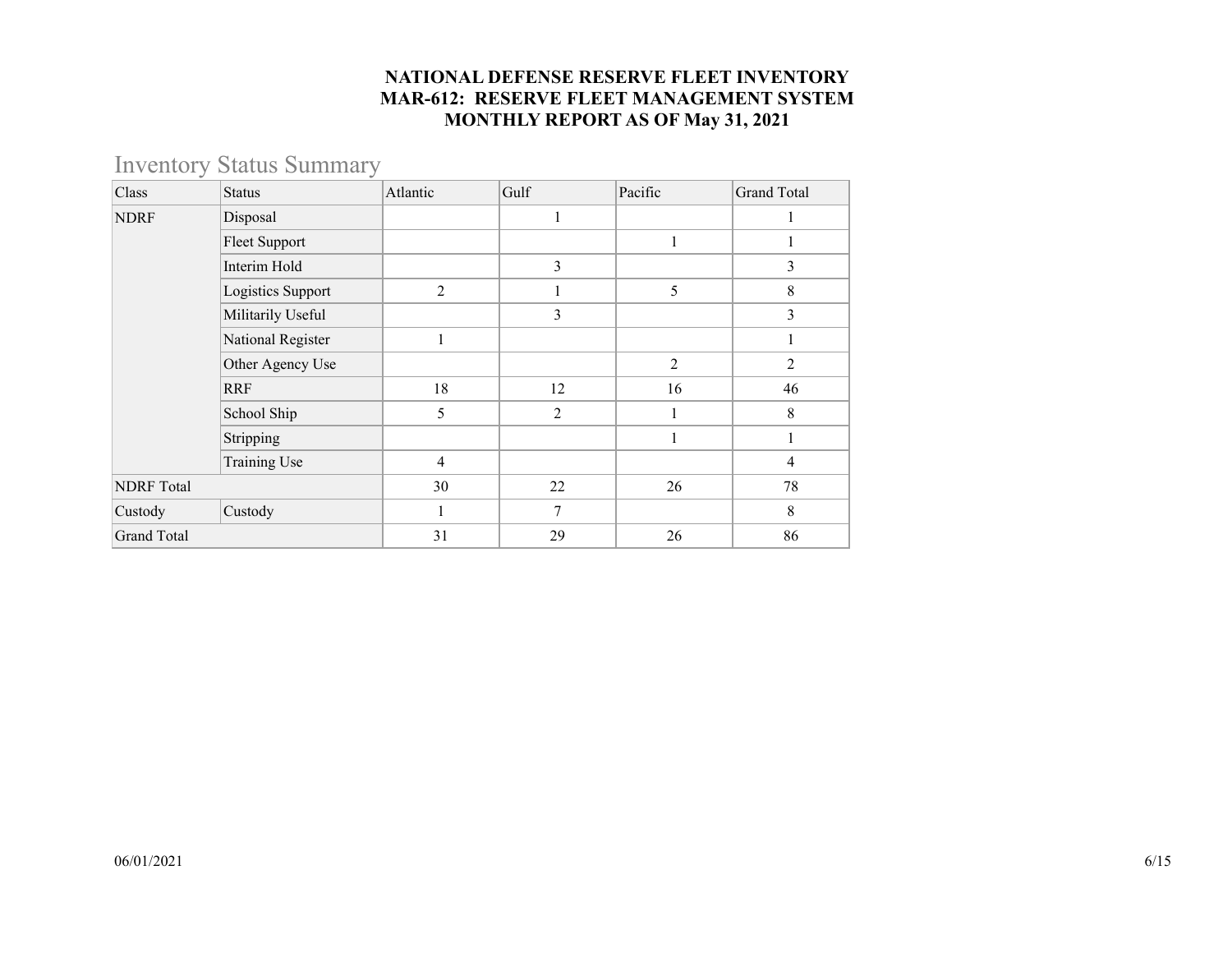**NATIONAL DEFENSE RESERVE FLEET INVENTORY**
**MAR-612: RESERVE FLEET MANAGEMENT SYSTEM**
**MONTHLY REPORT AS OF May 31, 2021**

## Inventory Status Summary

| Class | Status | Atlantic | Gulf | Pacific | Grand Total |
|---|---|---|---|---|---|
| NDRF | Disposal | | 1 | | 1 |
| | Fleet Support | | | 1 | 1 |
| | Interim Hold | | 3 | | 3 |
| | Logistics Support | 2 | 1 | 5 | 8 |
| | Militarily Useful | | 3 | | 3 |
| | National Register | 1 | | | 1 |
| | Other Agency Use | | | 2 | 2 |
| | RRF | 18 | 12 | 16 | 46 |
| | School Ship | 5 | 2 | 1 | 8 |
| | Stripping | | | 1 | 1 |
| | Training Use | 4 | | | 4 |
| NDRF Total | | 30 | 22 | 26 | 78 |
| Custody | Custody | 1 | 7 | | 8 |
| Grand Total | | 31 | 29 | 26 | 86 |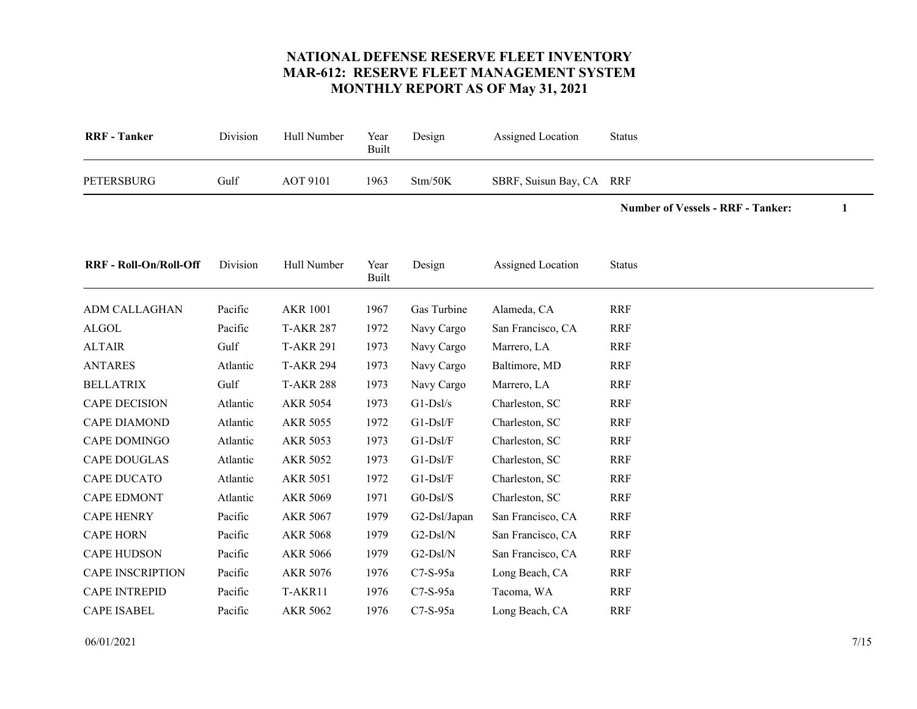# NATIONAL DEFENSE RESERVE FLEET INVENTORY
## MAR-612: RESERVE FLEET MANAGEMENT SYSTEM
## MONTHLY REPORT AS OF May 31, 2021

| **RRF - Tanker** | Division | Hull Number | Year Built | Design | Assigned Location | Status |
|---|---|---|---|---|---|---|
| PETERSBURG | Gulf | AOT 9101 | 1963 | Stm/50K | SBRF, Suisun Bay, CA | RRF |

**Number of Vessels - RRF - Tanker: 1**

| **RRF - Roll-On/Roll-Off** | Division | Hull Number | Year Built | Design | Assigned Location | Status |
|---|---|---|---|---|---|---|
| ADM CALLAGHAN | Pacific | AKR 1001 | 1967 | Gas Turbine | Alameda, CA | RRF |
| ALGOL | Pacific | T-AKR 287 | 1972 | Navy Cargo | San Francisco, CA | RRF |
| ALTAIR | Gulf | T-AKR 291 | 1973 | Navy Cargo | Marrero, LA | RRF |
| ANTARES | Atlantic | T-AKR 294 | 1973 | Navy Cargo | Baltimore, MD | RRF |
| BELLATRIX | Gulf | T-AKR 288 | 1973 | Navy Cargo | Marrero, LA | RRF |
| CAPE DECISION | Atlantic | AKR 5054 | 1973 | G1-Dsl/s | Charleston, SC | RRF |
| CAPE DIAMOND | Atlantic | AKR 5055 | 1972 | G1-Dsl/F | Charleston, SC | RRF |
| CAPE DOMINGO | Atlantic | AKR 5053 | 1973 | G1-Dsl/F | Charleston, SC | RRF |
| CAPE DOUGLAS | Atlantic | AKR 5052 | 1973 | G1-Dsl/F | Charleston, SC | RRF |
| CAPE DUCATO | Atlantic | AKR 5051 | 1972 | G1-Dsl/F | Charleston, SC | RRF |
| CAPE EDMONT | Atlantic | AKR 5069 | 1971 | G0-Dsl/S | Charleston, SC | RRF |
| CAPE HENRY | Pacific | AKR 5067 | 1979 | G2-Dsl/Japan | San Francisco, CA | RRF |
| CAPE HORN | Pacific | AKR 5068 | 1979 | G2-Dsl/N | San Francisco, CA | RRF |
| CAPE HUDSON | Pacific | AKR 5066 | 1979 | G2-Dsl/N | San Francisco, CA | RRF |
| CAPE INSCRIPTION | Pacific | AKR 5076 | 1976 | C7-S-95a | Long Beach, CA | RRF |
| CAPE INTREPID | Pacific | T-AKR11 | 1976 | C7-S-95a | Tacoma, WA | RRF |
| CAPE ISABEL | Pacific | AKR 5062 | 1976 | C7-S-95a | Long Beach, CA | RRF |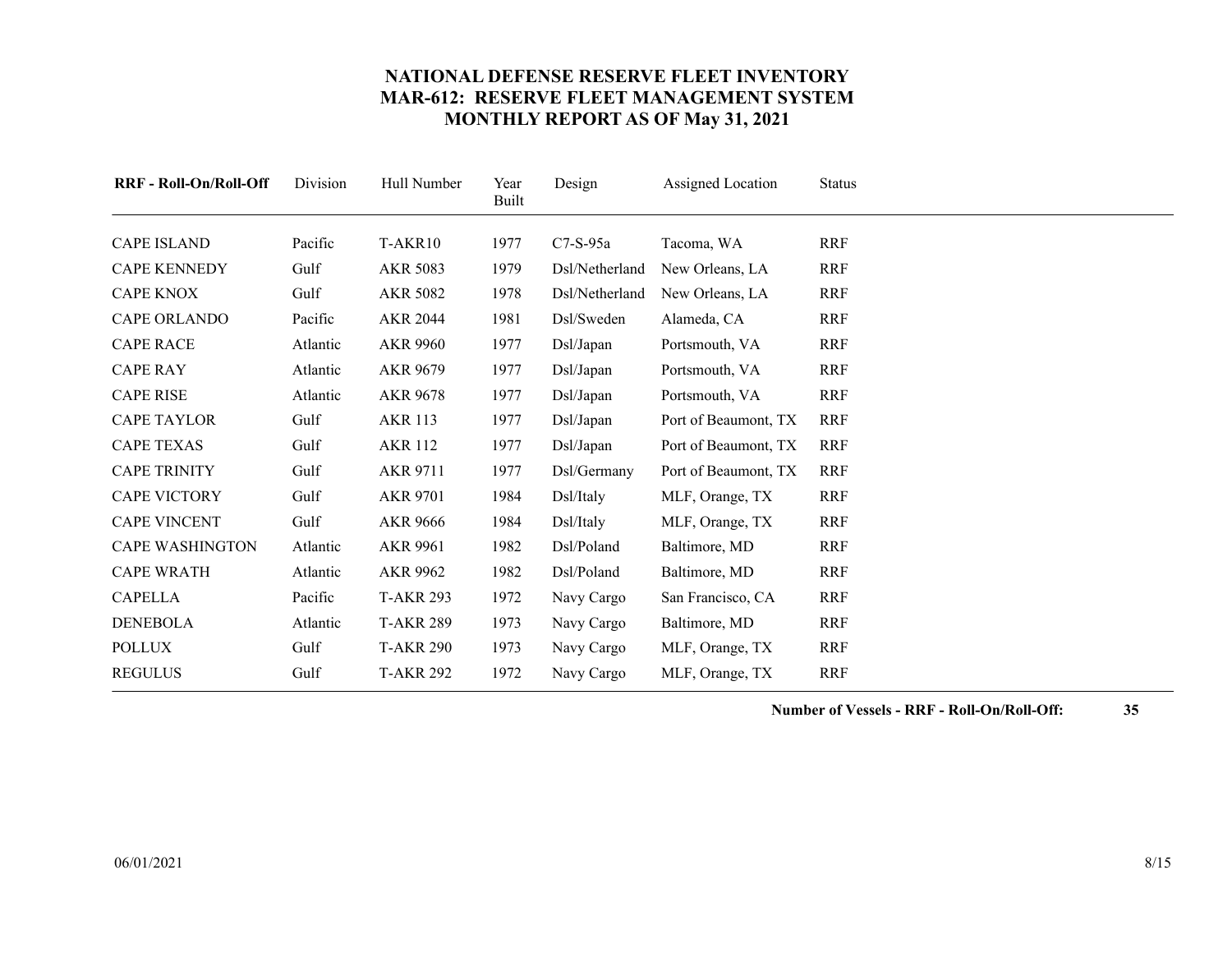# NATIONAL DEFENSE RESERVE FLEET INVENTORY
## MAR-612: RESERVE FLEET MANAGEMENT SYSTEM
## MONTHLY REPORT AS OF May 31, 2021

| RRF - Roll-On/Roll-Off | Division | Hull Number | Year Built | Design | Assigned Location | Status |
|---|---|---|---|---|---|---|
| CAPE ISLAND | Pacific | T-AKR10 | 1977 | C7-S-95a | Tacoma, WA | RRF |
| CAPE KENNEDY | Gulf | AKR 5083 | 1979 | Dsl/Netherland | New Orleans, LA | RRF |
| CAPE KNOX | Gulf | AKR 5082 | 1978 | Dsl/Netherland | New Orleans, LA | RRF |
| CAPE ORLANDO | Pacific | AKR 2044 | 1981 | Dsl/Sweden | Alameda, CA | RRF |
| CAPE RACE | Atlantic | AKR 9960 | 1977 | Dsl/Japan | Portsmouth, VA | RRF |
| CAPE RAY | Atlantic | AKR 9679 | 1977 | Dsl/Japan | Portsmouth, VA | RRF |
| CAPE RISE | Atlantic | AKR 9678 | 1977 | Dsl/Japan | Portsmouth, VA | RRF |
| CAPE TAYLOR | Gulf | AKR 113 | 1977 | Dsl/Japan | Port of Beaumont, TX | RRF |
| CAPE TEXAS | Gulf | AKR 112 | 1977 | Dsl/Japan | Port of Beaumont, TX | RRF |
| CAPE TRINITY | Gulf | AKR 9711 | 1977 | Dsl/Germany | Port of Beaumont, TX | RRF |
| CAPE VICTORY | Gulf | AKR 9701 | 1984 | Dsl/Italy | MLF, Orange, TX | RRF |
| CAPE VINCENT | Gulf | AKR 9666 | 1984 | Dsl/Italy | MLF, Orange, TX | RRF |
| CAPE WASHINGTON | Atlantic | AKR 9961 | 1982 | Dsl/Poland | Baltimore, MD | RRF |
| CAPE WRATH | Atlantic | AKR 9962 | 1982 | Dsl/Poland | Baltimore, MD | RRF |
| CAPELLA | Pacific | T-AKR 293 | 1972 | Navy Cargo | San Francisco, CA | RRF |
| DENEBOLA | Atlantic | T-AKR 289 | 1973 | Navy Cargo | Baltimore, MD | RRF |
| POLLUX | Gulf | T-AKR 290 | 1973 | Navy Cargo | MLF, Orange, TX | RRF |
| REGULUS | Gulf | T-AKR 292 | 1972 | Navy Cargo | MLF, Orange, TX | RRF |

**Number of Vessels - RRF - Roll-On/Roll-Off: 35**

06/01/2021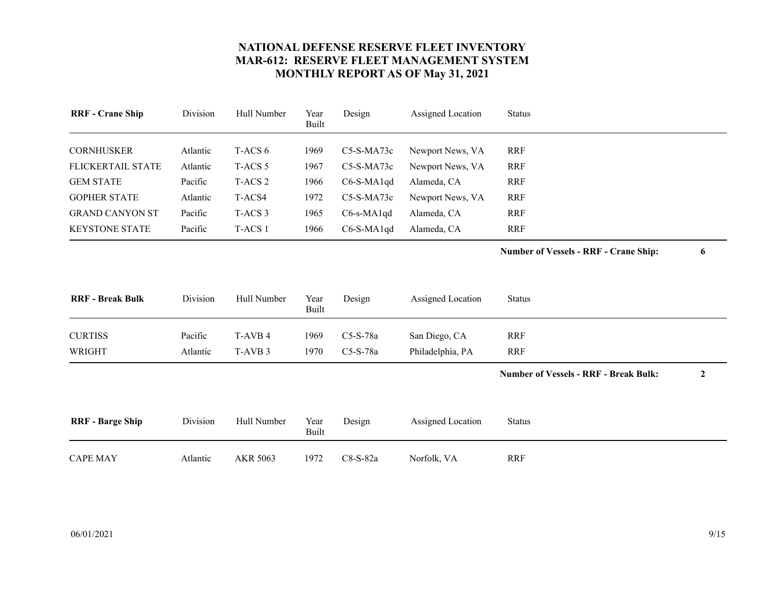# NATIONAL DEFENSE RESERVE FLEET INVENTORY
## MAR-612: RESERVE FLEET MANAGEMENT SYSTEM
## MONTHLY REPORT AS OF May 31, 2021

| RRF - Crane Ship | Division | Hull Number | Year Built | Design | Assigned Location | Status |
|---|---|---|---|---|---|---|
| CORNHUSKER | Atlantic | T-ACS 6 | 1969 | C5-S-MA73c | Newport News, VA | RRF |
| FLICKERTAIL STATE | Atlantic | T-ACS 5 | 1967 | C5-S-MA73c | Newport News, VA | RRF |
| GEM STATE | Pacific | T-ACS 2 | 1966 | C6-S-MA1qd | Alameda, CA | RRF |
| GOPHER STATE | Atlantic | T-ACS4 | 1972 | C5-S-MA73c | Newport News, VA | RRF |
| GRAND CANYON ST | Pacific | T-ACS 3 | 1965 | C6-s-MA1qd | Alameda, CA | RRF |
| KEYSTONE STATE | Pacific | T-ACS 1 | 1966 | C6-S-MA1qd | Alameda, CA | RRF |

**Number of Vessels - RRF - Crane Ship: 6**

| RRF - Break Bulk | Division | Hull Number | Year Built | Design | Assigned Location | Status |
|---|---|---|---|---|---|---|
| CURTISS | Pacific | T-AVB 4 | 1969 | C5-S-78a | San Diego, CA | RRF |
| WRIGHT | Atlantic | T-AVB 3 | 1970 | C5-S-78a | Philadelphia, PA | RRF |

**Number of Vessels - RRF - Break Bulk: 2**

| RRF - Barge Ship | Division | Hull Number | Year Built | Design | Assigned Location | Status |
|---|---|---|---|---|---|---|
| CAPE MAY | Atlantic | AKR 5063 | 1972 | C8-S-82a | Norfolk, VA | RRF |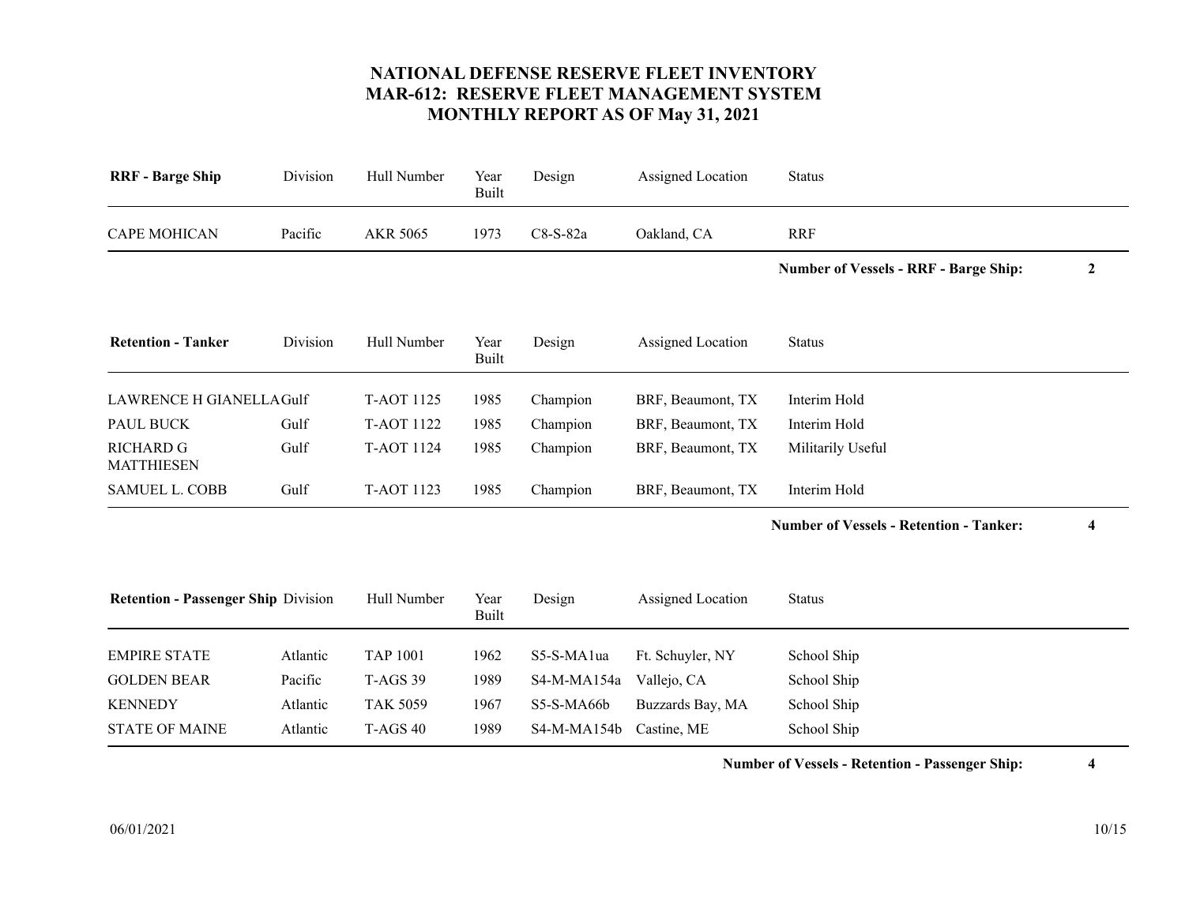# NATIONAL DEFENSE RESERVE FLEET INVENTORY
## MAR-612: RESERVE FLEET MANAGEMENT SYSTEM
## MONTHLY REPORT AS OF May 31, 2021

| **RRF - Barge Ship** | Division | Hull Number | Year Built | Design | Assigned Location | Status |
|---|---|---|---|---|---|---|
| CAPE MOHICAN | Pacific | AKR 5065 | 1973 | C8-S-82a | Oakland, CA | RRF |

**Number of Vessels - RRF - Barge Ship: 2**

| **Retention - Tanker** | Division | Hull Number | Year Built | Design | Assigned Location | Status |
|---|---|---|---|---|---|---|
| LAWRENCE H GIANELLA | Gulf | T-AOT 1125 | 1985 | Champion | BRF, Beaumont, TX | Interim Hold |
| PAUL BUCK | Gulf | T-AOT 1122 | 1985 | Champion | BRF, Beaumont, TX | Interim Hold |
| RICHARD G MATTHIESEN | Gulf | T-AOT 1124 | 1985 | Champion | BRF, Beaumont, TX | Militarily Useful |
| SAMUEL L. COBB | Gulf | T-AOT 1123 | 1985 | Champion | BRF, Beaumont, TX | Interim Hold |

**Number of Vessels - Retention - Tanker: 4**

| **Retention - Passenger Ship** | Division | Hull Number | Year Built | Design | Assigned Location | Status |
|---|---|---|---|---|---|---|
| EMPIRE STATE | Atlantic | TAP 1001 | 1962 | S5-S-MA1ua | Ft. Schuyler, NY | School Ship |
| GOLDEN BEAR | Pacific | T-AGS 39 | 1989 | S4-M-MA154a | Vallejo, CA | School Ship |
| KENNEDY | Atlantic | TAK 5059 | 1967 | S5-S-MA66b | Buzzards Bay, MA | School Ship |
| STATE OF MAINE | Atlantic | T-AGS 40 | 1989 | S4-M-MA154b | Castine, ME | School Ship |

**Number of Vessels - Retention - Passenger Ship: 4**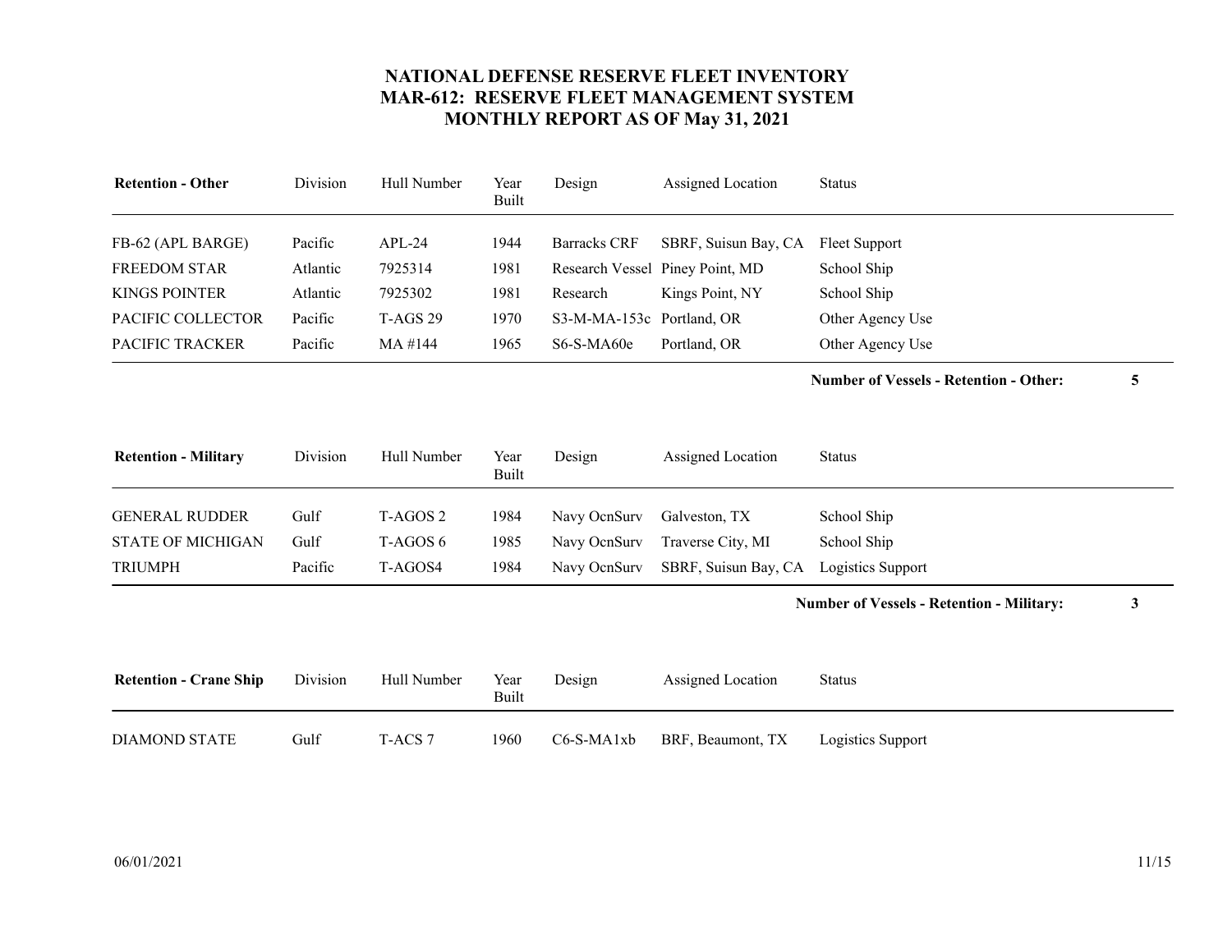# NATIONAL DEFENSE RESERVE FLEET INVENTORY
## MAR-612: RESERVE FLEET MANAGEMENT SYSTEM
## MONTHLY REPORT AS OF May 31, 2021

| Retention - Other | Division | Hull Number | Year Built | Design | Assigned Location | Status |
|---|---|---|---|---|---|---|
| FB-62 (APL BARGE) | Pacific | APL-24 | 1944 | Barracks CRF | SBRF, Suisun Bay, CA | Fleet Support |
| FREEDOM STAR | Atlantic | 7925314 | 1981 | Research Vessel | Piney Point, MD | School Ship |
| KINGS POINTER | Atlantic | 7925302 | 1981 | Research | Kings Point, NY | School Ship |
| PACIFIC COLLECTOR | Pacific | T-AGS 29 | 1970 | S3-M-MA-153c | Portland, OR | Other Agency Use |
| PACIFIC TRACKER | Pacific | MA #144 | 1965 | S6-S-MA60e | Portland, OR | Other Agency Use |

**Number of Vessels - Retention - Other: 5**

| Retention - Military | Division | Hull Number | Year Built | Design | Assigned Location | Status |
|---|---|---|---|---|---|---|
| GENERAL RUDDER | Gulf | T-AGOS 2 | 1984 | Navy OcnSurv | Galveston, TX | School Ship |
| STATE OF MICHIGAN | Gulf | T-AGOS 6 | 1985 | Navy OcnSurv | Traverse City, MI | School Ship |
| TRIUMPH | Pacific | T-AGOS4 | 1984 | Navy OcnSurv | SBRF, Suisun Bay, CA | Logistics Support |

**Number of Vessels - Retention - Military: 3**

| Retention - Crane Ship | Division | Hull Number | Year Built | Design | Assigned Location | Status |
|---|---|---|---|---|---|---|
| DIAMOND STATE | Gulf | T-ACS 7 | 1960 | C6-S-MA1xb | BRF, Beaumont, TX | Logistics Support |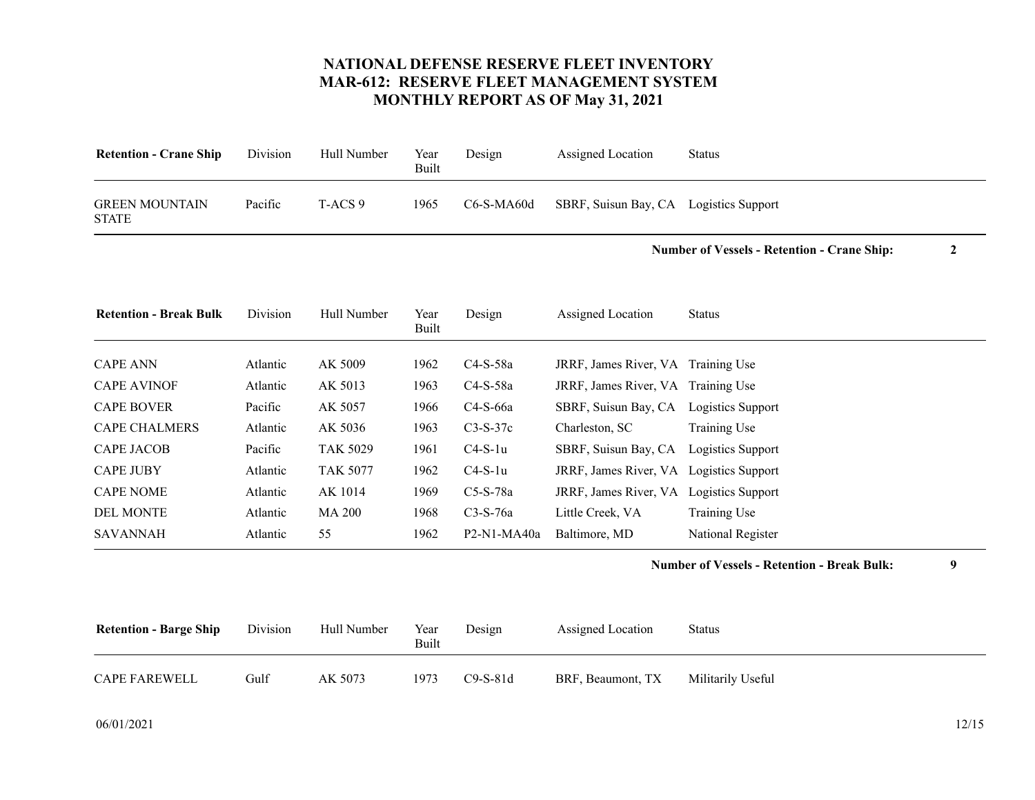# NATIONAL DEFENSE RESERVE FLEET INVENTORY
## MAR-612: RESERVE FLEET MANAGEMENT SYSTEM
## MONTHLY REPORT AS OF May 31, 2021

| Retention - Crane Ship | Division | Hull Number | Year Built | Design | Assigned Location | Status |
|---|---|---|---|---|---|---|
| GREEN MOUNTAIN STATE | Pacific | T-ACS 9 | 1965 | C6-S-MA60d | SBRF, Suisun Bay, CA | Logistics Support |

**Number of Vessels - Retention - Crane Ship: 2**

| Retention - Break Bulk | Division | Hull Number | Year Built | Design | Assigned Location | Status |
|---|---|---|---|---|---|---|
| CAPE ANN | Atlantic | AK 5009 | 1962 | C4-S-58a | JRRF, James River, VA | Training Use |
| CAPE AVINOF | Atlantic | AK 5013 | 1963 | C4-S-58a | JRRF, James River, VA | Training Use |
| CAPE BOVER | Pacific | AK 5057 | 1966 | C4-S-66a | SBRF, Suisun Bay, CA | Logistics Support |
| CAPE CHALMERS | Atlantic | AK 5036 | 1963 | C3-S-37c | Charleston, SC | Training Use |
| CAPE JACOB | Pacific | TAK 5029 | 1961 | C4-S-1u | SBRF, Suisun Bay, CA | Logistics Support |
| CAPE JUBY | Atlantic | TAK 5077 | 1962 | C4-S-1u | JRRF, James River, VA | Logistics Support |
| CAPE NOME | Atlantic | AK 1014 | 1969 | C5-S-78a | JRRF, James River, VA | Logistics Support |
| DEL MONTE | Atlantic | MA 200 | 1968 | C3-S-76a | Little Creek, VA | Training Use |
| SAVANNAH | Atlantic | 55 | 1962 | P2-N1-MA40a | Baltimore, MD | National Register |

**Number of Vessels - Retention - Break Bulk: 9**

| Retention - Barge Ship | Division | Hull Number | Year Built | Design | Assigned Location | Status |
|---|---|---|---|---|---|---|
| CAPE FAREWELL | Gulf | AK 5073 | 1973 | C9-S-81d | BRF, Beaumont, TX | Militarily Useful |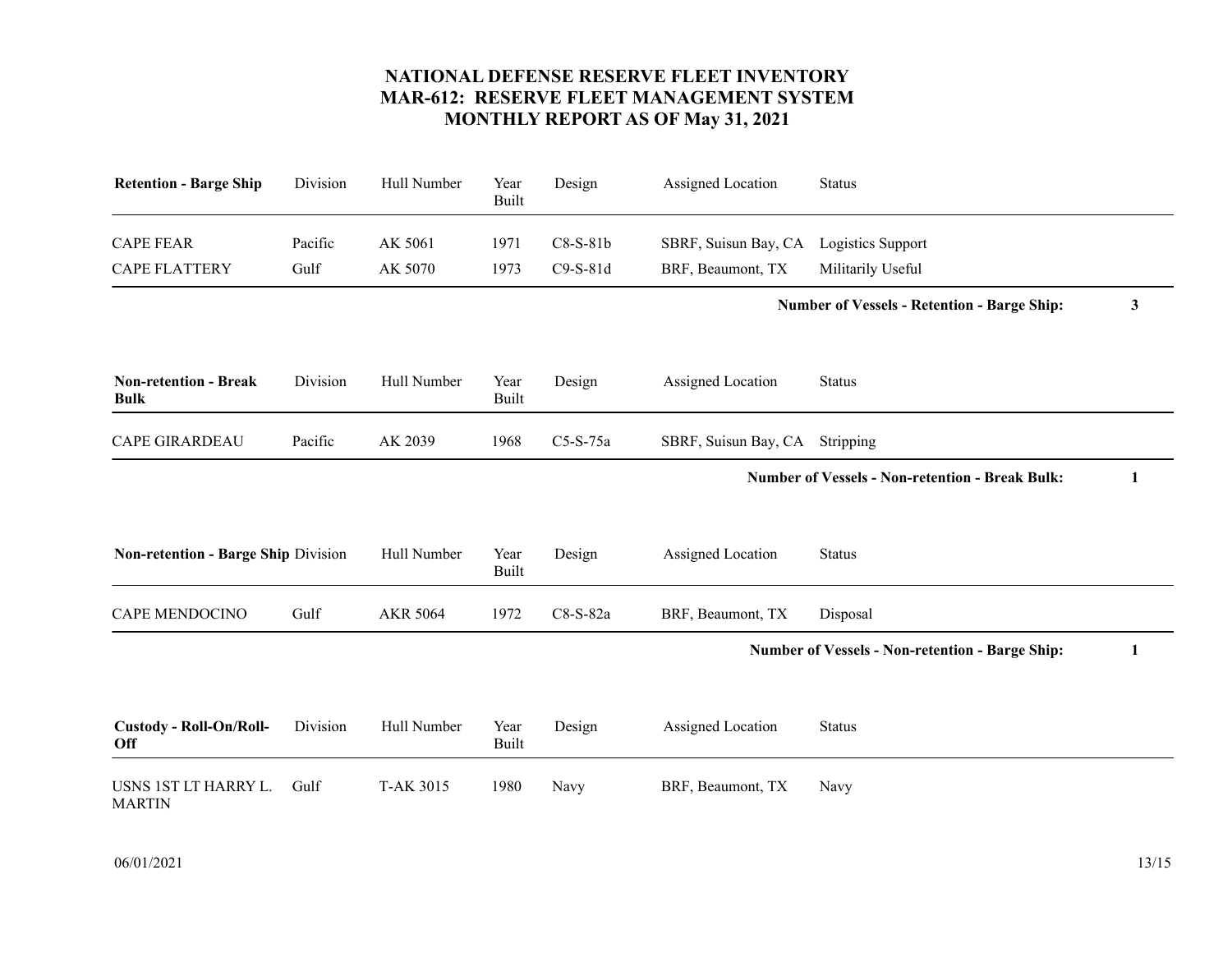# NATIONAL DEFENSE RESERVE FLEET INVENTORY
## MAR-612: RESERVE FLEET MANAGEMENT SYSTEM
## MONTHLY REPORT AS OF May 31, 2021

| **Retention - Barge Ship** | Division | Hull Number | Year Built | Design | Assigned Location | Status |
|---|---|---|---|---|---|---|
| CAPE FEAR | Pacific | AK 5061 | 1971 | C8-S-81b | SBRF, Suisun Bay, CA | Logistics Support |
| CAPE FLATTERY | Gulf | AK 5070 | 1973 | C9-S-81d | BRF, Beaumont, TX | Militarily Useful |

**Number of Vessels - Retention - Barge Ship: 3**

| **Non-retention - Break Bulk** | Division | Hull Number | Year Built | Design | Assigned Location | Status |
|---|---|---|---|---|---|---|
| CAPE GIRARDEAU | Pacific | AK 2039 | 1968 | C5-S-75a | SBRF, Suisun Bay, CA | Stripping |

**Number of Vessels - Non-retention - Break Bulk: 1**

| **Non-retention - Barge Ship** | Division | Hull Number | Year Built | Design | Assigned Location | Status |
|---|---|---|---|---|---|---|
| CAPE MENDOCINO | Gulf | AKR 5064 | 1972 | C8-S-82a | BRF, Beaumont, TX | Disposal |

**Number of Vessels - Non-retention - Barge Ship: 1**

| **Custody - Roll-On/Roll-Off** | Division | Hull Number | Year Built | Design | Assigned Location | Status |
|---|---|---|---|---|---|---|
| USNS 1ST LT HARRY L. MARTIN | Gulf | T-AK 3015 | 1980 | Navy | BRF, Beaumont, TX | Navy |

06/01/2021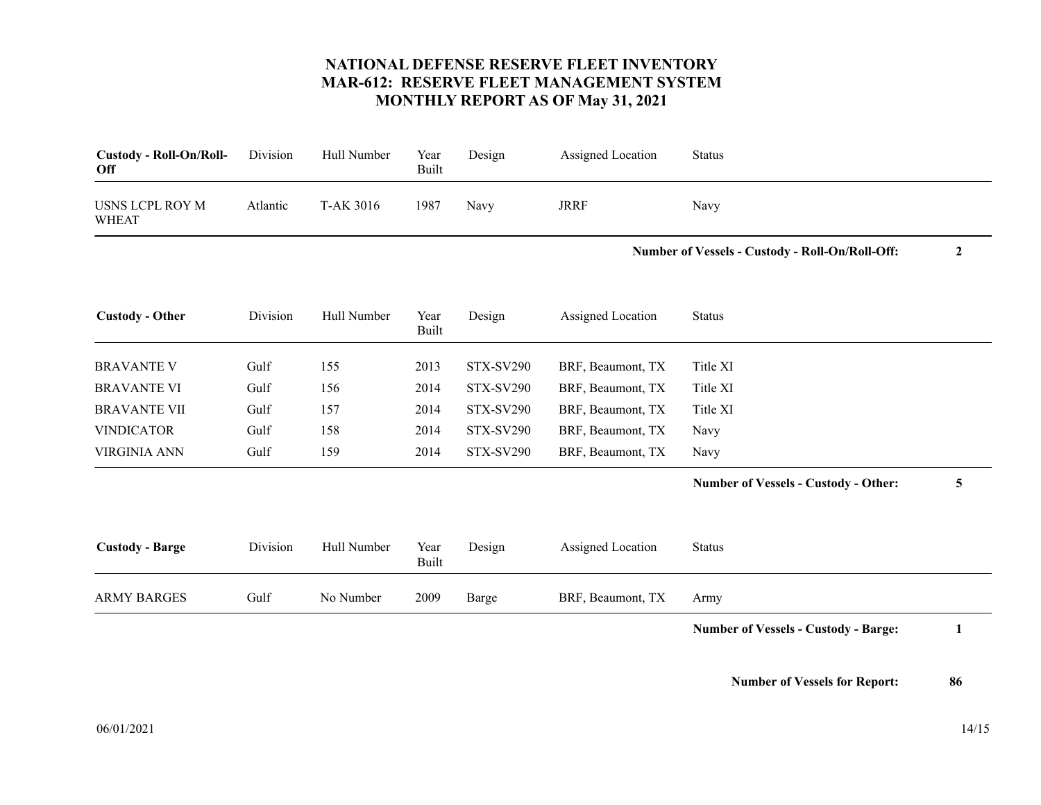# NATIONAL DEFENSE RESERVE FLEET INVENTORY
# MAR-612: RESERVE FLEET MANAGEMENT SYSTEM
# MONTHLY REPORT AS OF May 31, 2021

| Custody - Roll-On/Roll-Off | Division | Hull Number | Year Built | Design | Assigned Location | Status |
|---|---|---|---|---|---|---|
| USNS LCPL ROY M WHEAT | Atlantic | T-AK 3016 | 1987 | Navy | JRRF | Navy |

**Number of Vessels - Custody - Roll-On/Roll-Off: 2**

| Custody - Other | Division | Hull Number | Year Built | Design | Assigned Location | Status |
|---|---|---|---|---|---|---|
| BRAVANTE V | Gulf | 155 | 2013 | STX-SV290 | BRF, Beaumont, TX | Title XI |
| BRAVANTE VI | Gulf | 156 | 2014 | STX-SV290 | BRF, Beaumont, TX | Title XI |
| BRAVANTE VII | Gulf | 157 | 2014 | STX-SV290 | BRF, Beaumont, TX | Title XI |
| VINDICATOR | Gulf | 158 | 2014 | STX-SV290 | BRF, Beaumont, TX | Navy |
| VIRGINIA ANN | Gulf | 159 | 2014 | STX-SV290 | BRF, Beaumont, TX | Navy |

**Number of Vessels - Custody - Other: 5**

| Custody - Barge | Division | Hull Number | Year Built | Design | Assigned Location | Status |
|---|---|---|---|---|---|---|
| ARMY BARGES | Gulf | No Number | 2009 | Barge | BRF, Beaumont, TX | Army |

**Number of Vessels - Custody - Barge: 1**

**Number of Vessels for Report: 86**

06/01/2021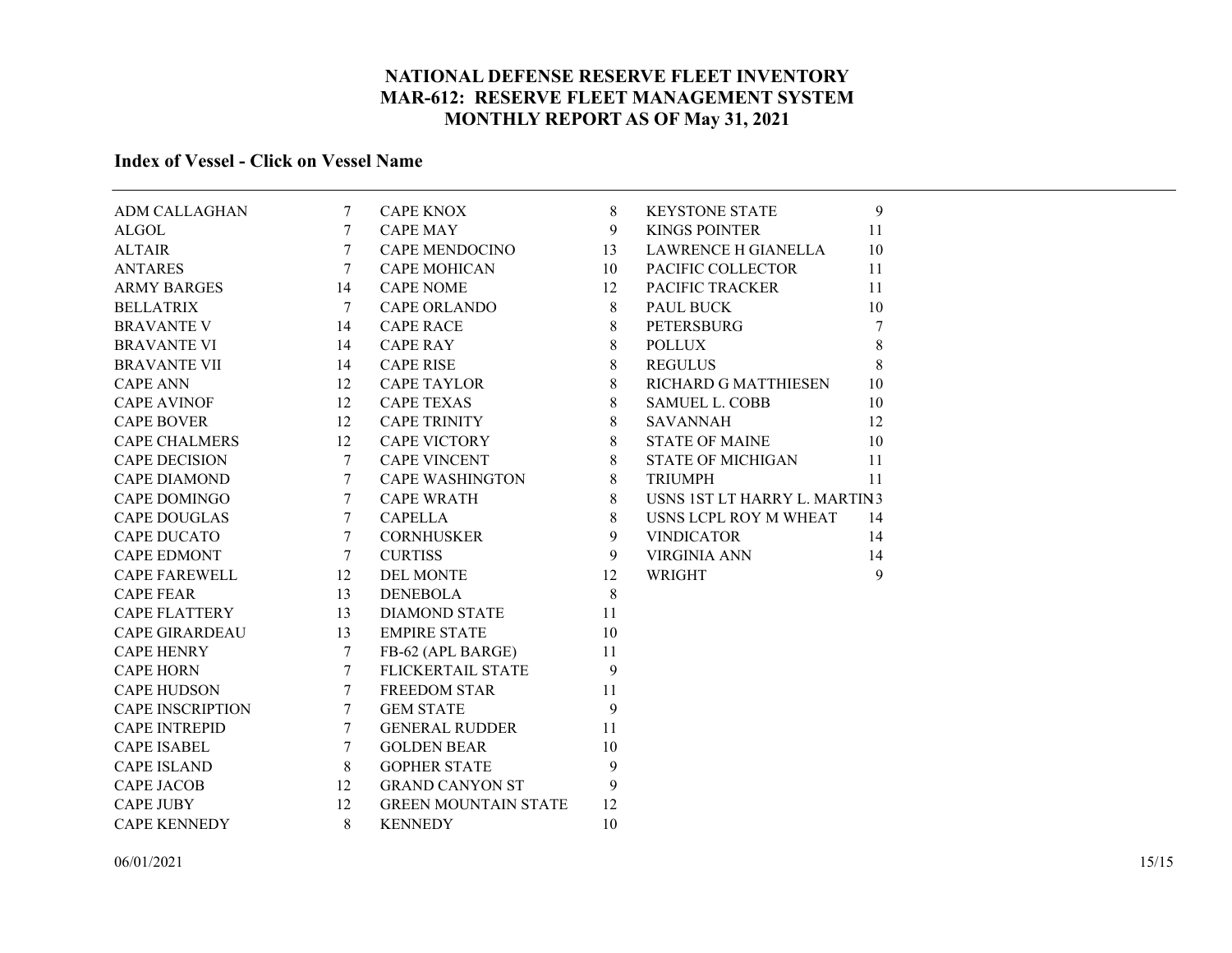# NATIONAL DEFENSE RESERVE FLEET INVENTORY
# MAR-612: RESERVE FLEET MANAGEMENT SYSTEM
# MONTHLY REPORT AS OF May 31, 2021

## Index of Vessel - Click on Vessel Name

| | | | | | |
|---|---|---|---|---|---|
| ADM CALLAGHAN | 7 | CAPE KNOX | 8 | KEYSTONE STATE | 9 |
| ALGOL | 7 | CAPE MAY | 9 | KINGS POINTER | 11 |
| ALTAIR | 7 | CAPE MENDOCINO | 13 | LAWRENCE H GIANELLA | 10 |
| ANTARES | 7 | CAPE MOHICAN | 10 | PACIFIC COLLECTOR | 11 |
| ARMY BARGES | 14 | CAPE NOME | 12 | PACIFIC TRACKER | 11 |
| BELLATRIX | 7 | CAPE ORLANDO | 8 | PAUL BUCK | 10 |
| BRAVANTE V | 14 | CAPE RACE | 8 | PETERSBURG | 7 |
| BRAVANTE VI | 14 | CAPE RAY | 8 | POLLUX | 8 |
| BRAVANTE VII | 14 | CAPE RISE | 8 | REGULUS | 8 |
| CAPE ANN | 12 | CAPE TAYLOR | 8 | RICHARD G MATTHIESEN | 10 |
| CAPE AVINOF | 12 | CAPE TEXAS | 8 | SAMUEL L. COBB | 10 |
| CAPE BOVER | 12 | CAPE TRINITY | 8 | SAVANNAH | 12 |
| CAPE CHALMERS | 12 | CAPE VICTORY | 8 | STATE OF MAINE | 10 |
| CAPE DECISION | 7 | CAPE VINCENT | 8 | STATE OF MICHIGAN | 11 |
| CAPE DIAMOND | 7 | CAPE WASHINGTON | 8 | TRIUMPH | 11 |
| CAPE DOMINGO | 7 | CAPE WRATH | 8 | USNS 1ST LT HARRY L. MARTIN | 3 |
| CAPE DOUGLAS | 7 | CAPELLA | 8 | USNS LCPL ROY M WHEAT | 14 |
| CAPE DUCATO | 7 | CORNHUSKER | 9 | VINDICATOR | 14 |
| CAPE EDMONT | 7 | CURTISS | 9 | VIRGINIA ANN | 14 |
| CAPE FAREWELL | 12 | DEL MONTE | 12 | WRIGHT | 9 |
| CAPE FEAR | 13 | DENEBOLA | 8 | | |
| CAPE FLATTERY | 13 | DIAMOND STATE | 11 | | |
| CAPE GIRARDEAU | 13 | EMPIRE STATE | 10 | | |
| CAPE HENRY | 7 | FB-62 (APL BARGE) | 11 | | |
| CAPE HORN | 7 | FLICKERTAIL STATE | 9 | | |
| CAPE HUDSON | 7 | FREEDOM STAR | 11 | | |
| CAPE INSCRIPTION | 7 | GEM STATE | 9 | | |
| CAPE INTREPID | 7 | GENERAL RUDDER | 11 | | |
| CAPE ISABEL | 7 | GOLDEN BEAR | 10 | | |
| CAPE ISLAND | 8 | GOPHER STATE | 9 | | |
| CAPE JACOB | 12 | GRAND CANYON ST | 9 | | |
| CAPE JUBY | 12 | GREEN MOUNTAIN STATE | 12 | | |
| CAPE KENNEDY | 8 | KENNEDY | 10 | | |

06/01/2021